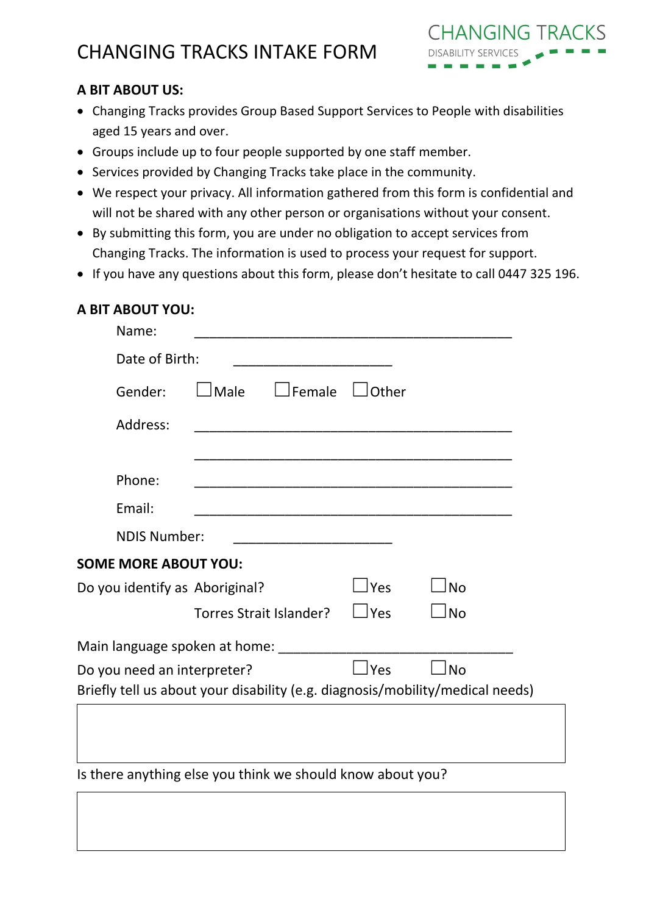# CHANGING TRACKS INTAKE FORM

CHANGING TRACKS
DISABILITY SERVICES

**A BIT ABOUT US:**

- Changing Tracks provides Group Based Support Services to People with disabilities aged 15 years and over.
- Groups include up to four people supported by one staff member.
- Services provided by Changing Tracks take place in the community.
- We respect your privacy. All information gathered from this form is confidential and will not be shared with any other person or organisations without your consent.
- By submitting this form, you are under no obligation to accept services from Changing Tracks. The information is used to process your request for support.
- If you have any questions about this form, please don't hesitate to call 0447 325 196.

**A BIT ABOUT YOU:**

Name: ____________________________________________

Date of Birth: ______________________

Gender: ☐ Male ☐ Female ☐ Other

Address: ____________________________________________

____________________________________________

Phone: ____________________________________________

Email: ____________________________________________

NDIS Number: ______________________

**SOME MORE ABOUT YOU:**

Do you identify as Aboriginal? ☐ Yes ☐ No

Torres Strait Islander? ☐ Yes ☐ No

Main language spoken at home: ________________________________

Do you need an interpreter? ☐ Yes ☐ No

Briefly tell us about your disability (e.g. diagnosis/mobility/medical needs)

| |
|---|
| |

Is there anything else you think we should know about you?

| |
|---|
| |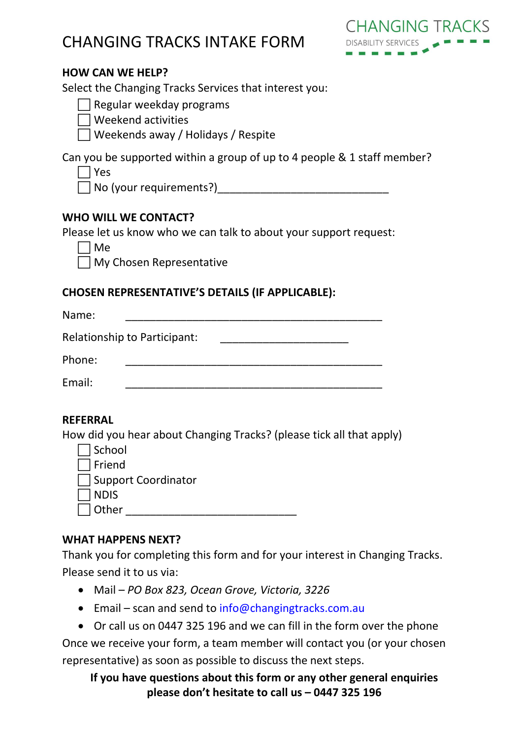# CHANGING TRACKS INTAKE FORM

CHANGING TRACKS
DISABILITY SERVICES

**HOW CAN WE HELP?**

Select the Changing Tracks Services that interest you:

- ☐ Regular weekday programs
- ☐ Weekend activities
- ☐ Weekends away / Holidays / Respite

Can you be supported within a group of up to 4 people & 1 staff member?

- ☐ Yes
- ☐ No (your requirements?)_____________________________

**WHO WILL WE CONTACT?**

Please let us know who we can talk to about your support request:

- ☐ Me
- ☐ My Chosen Representative

**CHOSEN REPRESENTATIVE'S DETAILS (IF APPLICABLE):**

Name: ____________________________________________

Relationship to Participant: ______________________

Phone: ____________________________________________

Email: ____________________________________________

**REFERRAL**

How did you hear about Changing Tracks? (please tick all that apply)

- ☐ School
- ☐ Friend
- ☐ Support Coordinator
- ☐ NDIS
- ☐ Other _____________________________

**WHAT HAPPENS NEXT?**

Thank you for completing this form and for your interest in Changing Tracks. Please send it to us via:

- Mail – *PO Box 823, Ocean Grove, Victoria, 3226*
- Email – scan and send to info@changingtracks.com.au
- Or call us on 0447 325 196 and we can fill in the form over the phone

Once we receive your form, a team member will contact you (or your chosen representative) as soon as possible to discuss the next steps.

**If you have questions about this form or any other general enquiries please don't hesitate to call us – 0447 325 196**